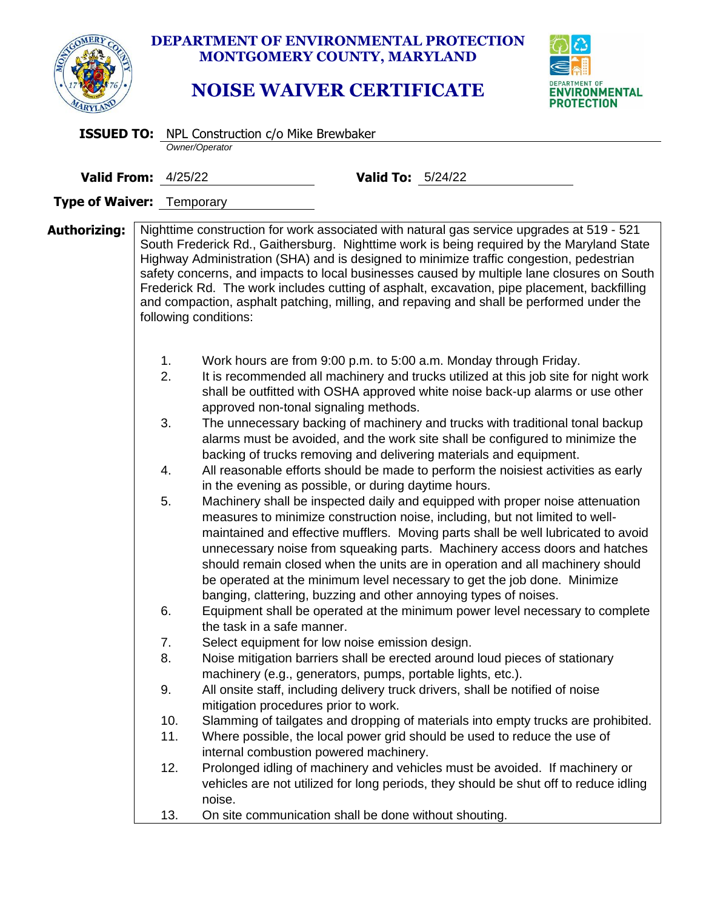# DEPARTMENT OF ENVIRONMENTAL PROTECTION
## MONTGOMERY COUNTY, MARYLAND

# NOISE WAIVER CERTIFICATE

**ISSUED TO:** NPL Construction c/o Mike Brewbaker
*Owner/Operator*

**Valid From:** 4/25/22 **Valid To:** 5/24/22

**Type of Waiver:** Temporary

**Authorizing:** Nighttime construction for work associated with natural gas service upgrades at 519 - 521 South Frederick Rd., Gaithersburg. Nighttime work is being required by the Maryland State Highway Administration (SHA) and is designed to minimize traffic congestion, pedestrian safety concerns, and impacts to local businesses caused by multiple lane closures on South Frederick Rd. The work includes cutting of asphalt, excavation, pipe placement, backfilling and compaction, asphalt patching, milling, and repaving and shall be performed under the following conditions:

1. Work hours are from 9:00 p.m. to 5:00 a.m. Monday through Friday.
2. It is recommended all machinery and trucks utilized at this job site for night work shall be outfitted with OSHA approved white noise back-up alarms or use other approved non-tonal signaling methods.
3. The unnecessary backing of machinery and trucks with traditional tonal backup alarms must be avoided, and the work site shall be configured to minimize the backing of trucks removing and delivering materials and equipment.
4. All reasonable efforts should be made to perform the noisiest activities as early in the evening as possible, or during daytime hours.
5. Machinery shall be inspected daily and equipped with proper noise attenuation measures to minimize construction noise, including, but not limited to well-maintained and effective mufflers. Moving parts shall be well lubricated to avoid unnecessary noise from squeaking parts. Machinery access doors and hatches should remain closed when the units are in operation and all machinery should be operated at the minimum level necessary to get the job done. Minimize banging, clattering, buzzing and other annoying types of noises.
6. Equipment shall be operated at the minimum power level necessary to complete the task in a safe manner.
7. Select equipment for low noise emission design.
8. Noise mitigation barriers shall be erected around loud pieces of stationary machinery (e.g., generators, pumps, portable lights, etc.).
9. All onsite staff, including delivery truck drivers, shall be notified of noise mitigation procedures prior to work.
10. Slamming of tailgates and dropping of materials into empty trucks are prohibited.
11. Where possible, the local power grid should be used to reduce the use of internal combustion powered machinery.
12. Prolonged idling of machinery and vehicles must be avoided. If machinery or vehicles are not utilized for long periods, they should be shut off to reduce idling noise.
13. On site communication shall be done without shouting.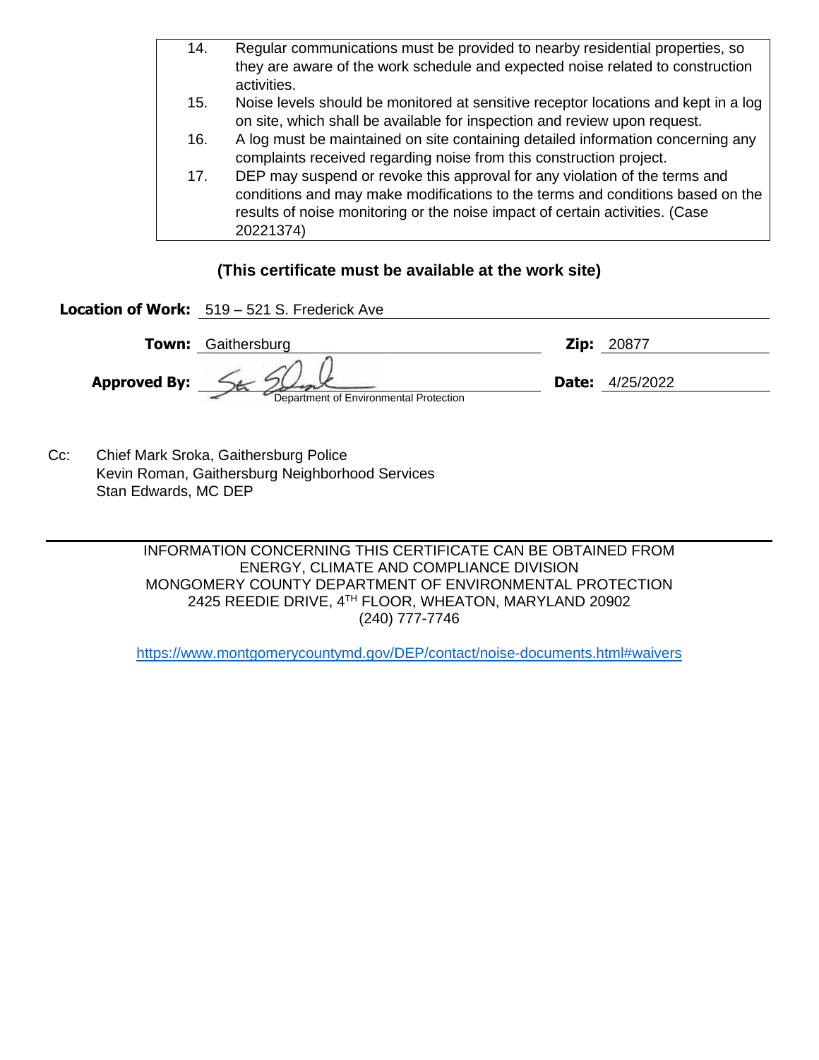14. Regular communications must be provided to nearby residential properties, so they are aware of the work schedule and expected noise related to construction activities.
15. Noise levels should be monitored at sensitive receptor locations and kept in a log on site, which shall be available for inspection and review upon request.
16. A log must be maintained on site containing detailed information concerning any complaints received regarding noise from this construction project.
17. DEP may suspend or revoke this approval for any violation of the terms and conditions and may make modifications to the terms and conditions based on the results of noise monitoring or the noise impact of certain activities. (Case 20221374)

**(This certificate must be available at the work site)**

**Location of Work:** 519 – 521 S. Frederick Ave

**Town:** Gaithersburg **Zip:** 20877

**Approved By:** Department of Environmental Protection **Date:** 4/25/2022

Cc: Chief Mark Sroka, Gaithersburg Police
Kevin Roman, Gaithersburg Neighborhood Services
Stan Edwards, MC DEP

---

INFORMATION CONCERNING THIS CERTIFICATE CAN BE OBTAINED FROM
ENERGY, CLIMATE AND COMPLIANCE DIVISION
MONGOMERY COUNTY DEPARTMENT OF ENVIRONMENTAL PROTECTION
2425 REEDIE DRIVE, 4TH FLOOR, WHEATON, MARYLAND 20902
(240) 777-7746

https://www.montgomerycountymd.gov/DEP/contact/noise-documents.html#waivers